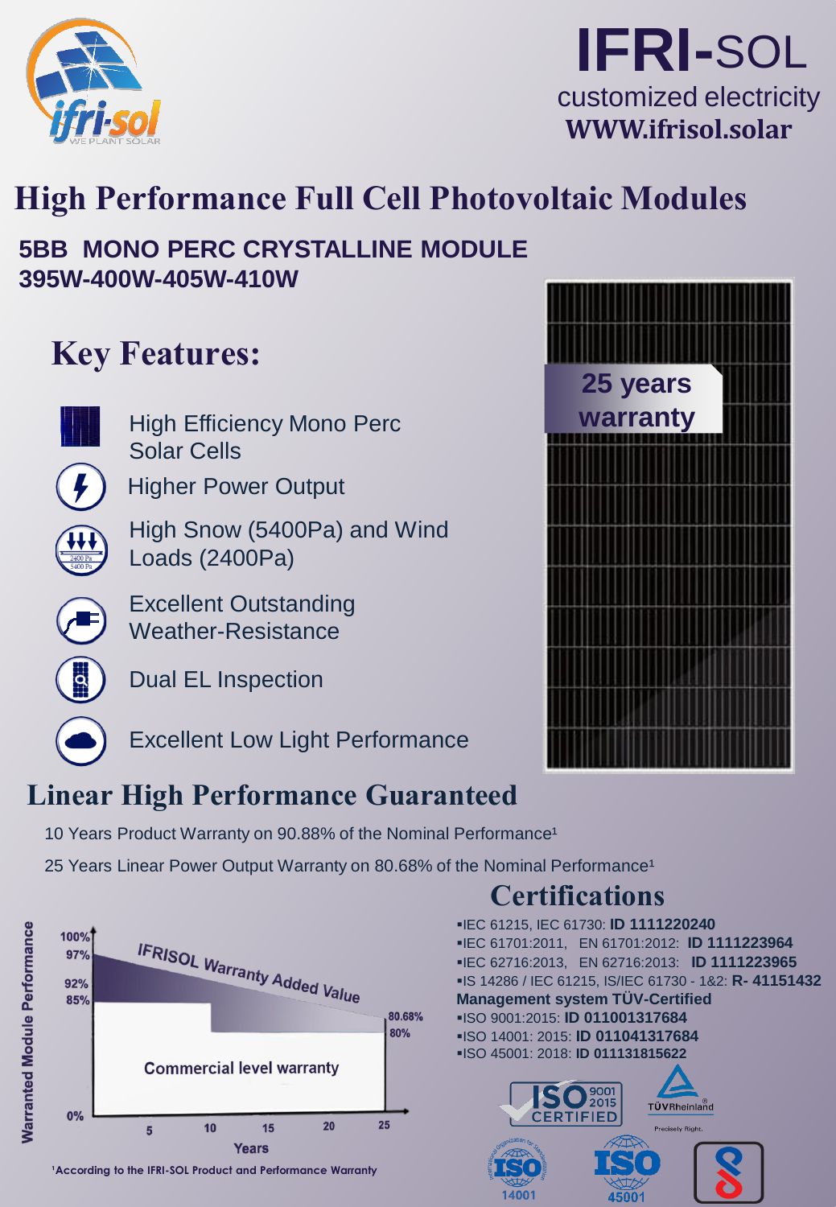# IFRI-SOL

customized electricity

WWW.ifrisol.solar

# High Performance Full Cell Photovoltaic Modules

**5BB MONO PERC CRYSTALLINE MODULE**
**395W-400W-405W-410W**

25 years warranty

## Key Features:

- High Efficiency Mono Perc Solar Cells
- Higher Power Output
- High Snow (5400Pa) and Wind Loads (2400Pa)
- Excellent Outstanding Weather-Resistance
- Dual EL Inspection
- Excellent Low Light Performance

## Linear High Performance Guaranteed

10 Years Product Warranty on 90.88% of the Nominal Performance[1]

25 Years Linear Power Output Warranty on 80.68% of the Nominal Performance[1]

Warranted Module Performance: 100%, 97%, 92%, 85%, 80.68%, 80%, 0%

IFRISOL Warranty Added Value

Commercial level warranty

Years: 5, 10, 15, 20, 25

[1]According to the IFRI-SOL Product and Performance Warranty

## Certifications

- IEC 61215, IEC 61730: **ID 1111220240**
- IEC 61701:2011, EN 61701:2012: **ID 1111223964**
- IEC 62716:2013, EN 62716:2013: **ID 1111223965**
- IS 14286 / IEC 61215, IS/IEC 61730 - 1&2: **R- 41151432**

**Management system TÜV-Certified**

- ISO 9001:2015: **ID 011001317684**
- ISO 14001: 2015: **ID 011041317684**
- ISO 45001: 2018: **ID 011131815622**

ISO 9001 2015 CERTIFIED

TÜVRheinland Precisely Right.

ISO 14001

ISO 45001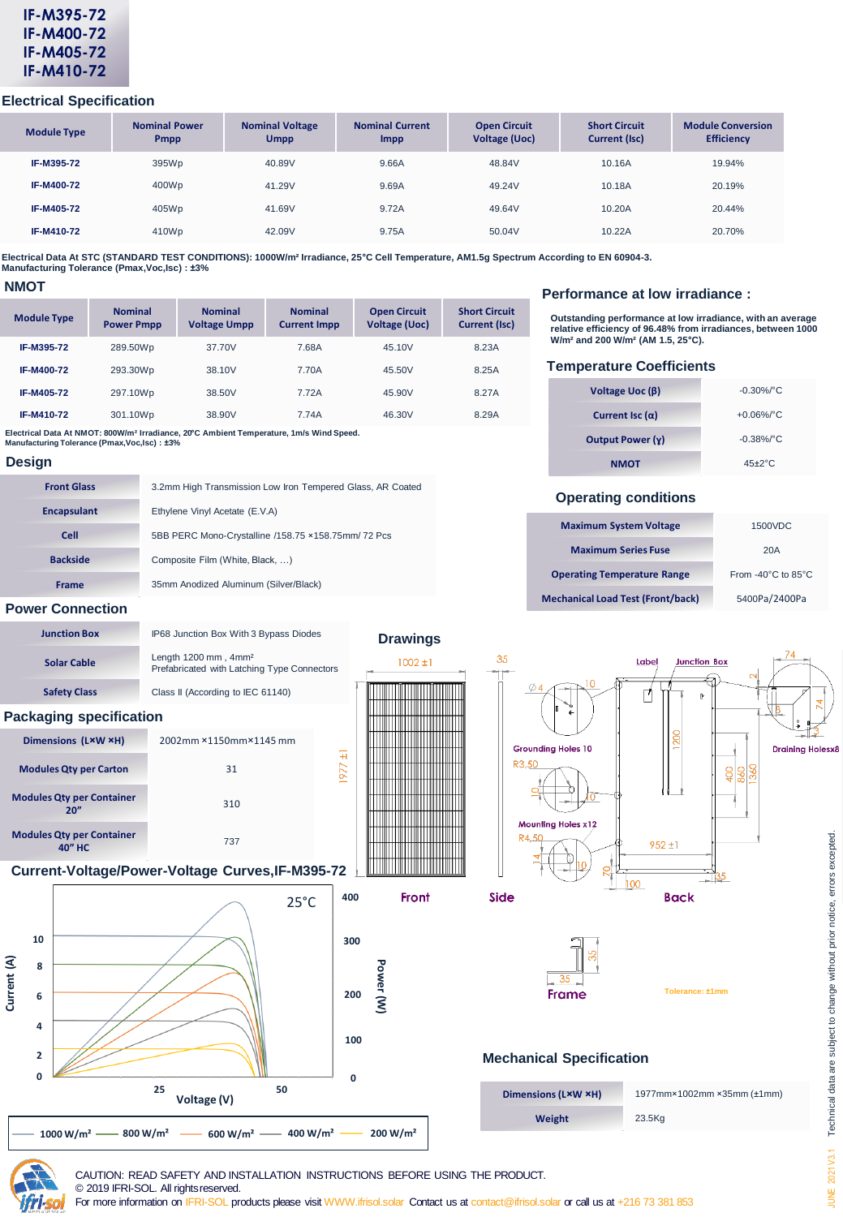# IF-M395-72
# IF-M400-72
# IF-M405-72
# IF-M410-72

## Electrical Specification

| Module Type | Nominal Power Pmpp | Nominal Voltage Umpp | Nominal Current Impp | Open Circuit Voltage (Uoc) | Short Circuit Current (Isc) | Module Conversion Efficiency |
|---|---|---|---|---|---|---|
| IF-M395-72 | 395Wp | 40.89V | 9.66A | 48.84V | 10.16A | 19.94% |
| IF-M400-72 | 400Wp | 41.29V | 9.69A | 49.24V | 10.18A | 20.19% |
| IF-M405-72 | 405Wp | 41.69V | 9.72A | 49.64V | 10.20A | 20.44% |
| IF-M410-72 | 410Wp | 42.09V | 9.75A | 50.04V | 10.22A | 20.70% |

**Electrical Data At STC (STANDARD TEST CONDITIONS): 1000W/m² Irradiance, 25°C Cell Temperature, AM1.5g Spectrum According to EN 60904-3.**
**Manufacturing Tolerance (Pmax,Voc,Isc) : ±3%**

## NMOT

| Module Type | Nominal Power Pmpp | Nominal Voltage Umpp | Nominal Current Impp | Open Circuit Voltage (Uoc) | Short Circuit Current (Isc) |
|---|---|---|---|---|---|
| IF-M395-72 | 289.50Wp | 37.70V | 7.68A | 45.10V | 8.23A |
| IF-M400-72 | 293.30Wp | 38.10V | 7.70A | 45.50V | 8.25A |
| IF-M405-72 | 297.10Wp | 38.50V | 7.72A | 45.90V | 8.27A |
| IF-M410-72 | 301.10Wp | 38.90V | 7.74A | 46.30V | 8.29A |

**Electrical Data At NMOT: 800W/m² Irradiance, 20°C Ambient Temperature, 1m/s Wind Speed.**
**Manufacturing Tolerance (Pmax,Voc,Isc) : ±3%**

## Performance at low irradiance :

**Outstanding performance at low irradiance, with an average relative efficiency of 96.48% from irradiances, between 1000 W/m² and 200 W/m² (AM 1.5, 25°C).**

## Temperature Coefficients

| | |
|---|---|
| Voltage Uoc (β) | -0.30%/°C |
| Current Isc (α) | +0.06%/°C |
| Output Power (γ) | -0.38%/°C |
| NMOT | 45±2°C |

## Design

| | |
|---|---|
| Front Glass | 3.2mm High Transmission Low Iron Tempered Glass, AR Coated |
| Encapsulant | Ethylene Vinyl Acetate (E.V.A) |
| Cell | 5BB PERC Mono-Crystalline /158.75 ×158.75mm/ 72 Pcs |
| Backside | Composite Film (White, Black, …) |
| Frame | 35mm Anodized Aluminum (Silver/Black) |

## Operating conditions

| | |
|---|---|
| Maximum System Voltage | 1500VDC |
| Maximum Series Fuse | 20A |
| Operating Temperature Range | From -40°C to 85°C |
| Mechanical Load Test (Front/back) | 5400Pa/2400Pa |

## Power Connection

| | |
|---|---|
| Junction Box | IP68 Junction Box With 3 Bypass Diodes |
| Solar Cable | Length 1200 mm , 4mm² Prefabricated with Latching Type Connectors |
| Safety Class | Class II (According to IEC 61140) |

## Packaging specification

| | |
|---|---|
| Dimensions (L×W ×H) | 2002mm ×1150mm×1145 mm |
| Modules Qty per Carton | 31 |
| Modules Qty per Container 20" | 310 |
| Modules Qty per Container 40" HC | 737 |

## Drawings

1002 ±1
1977 ±1
35
Ø4
10
Grounding Holes 10
R3.50
10
10
Mounting Holes x12
R4.50
14
10
Label
Junction Box
1200
400
860
1360
952 ±1
70
100
35
74
2
74
8
3
Draining Holesx8

Front
Side
Back

35
35
Frame

Tolerance: ±1mm

## Current-Voltage/Power-Voltage Curves,IF-M395-72

25°C
Current (A)
Power (W)
Voltage (V)
0, 2, 4, 6, 8, 10
0, 100, 200, 300, 400
25, 50
1000 W/m² — 800 W/m² — 600 W/m² — 400 W/m² — 200 W/m²

## Mechanical Specification

| | |
|---|---|
| Dimensions (L×W ×H) | 1977mm×1002mm ×35mm (±1mm) |
| Weight | 23.5Kg |

Technical data are subject to change without prior notice, errors excepted.

JUNE 2021 V3.1

CAUTION: READ SAFETY AND INSTALLATION INSTRUCTIONS BEFORE USING THE PRODUCT.
© 2019 IFRI-SOL. All rights reserved.
For more information on IFRI-SOL products please visit WWW.ifrisol.solar Contact us at contact@ifrisol.solar or call us at +216 73 381 853